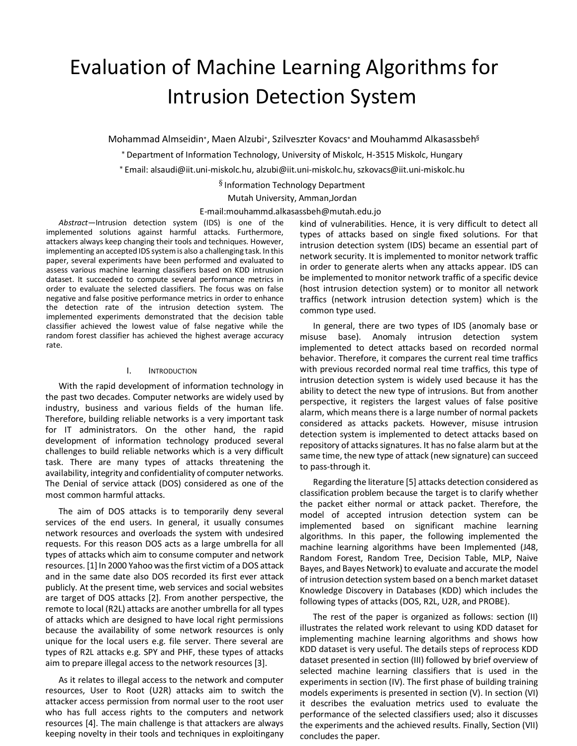# Evaluation of Machine Learning Algorithms for Intrusion Detection System

Mohammad Almseidin*, Maen Alzubi*, Szilveszter Kovacs* and Mouhammd Alkasassbeh§

* Department of Information Technology, University of Miskolc, H-3515 Miskolc, Hungary

* Email: alsaudi@iit.uni-miskolc.hu, alzubi@iit.uni-miskolc.hu, szkovacs@iit.uni-miskolc.hu

§ Information Technology Department

Mutah University, Amman,Jordan

E-mail:mouhammd.alkasassbeh@mutah.edu.jo

*Abstract*—Intrusion detection system (IDS) is one of the implemented solutions against harmful attacks. Furthermore, attackers always keep changing their tools and techniques. However, implementing an accepted IDS system is also a challenging task. In this paper, several experiments have been performed and evaluated to assess various machine learning classifiers based on KDD intrusion dataset. It succeeded to compute several performance metrics in order to evaluate the selected classifiers. The focus was on false negative and false positive performance metrics in order to enhance the detection rate of the intrusion detection system. The implemented experiments demonstrated that the decision table classifier achieved the lowest value of false negative while the random forest classifier has achieved the highest average accuracy rate.

## I. Introduction

With the rapid development of information technology in the past two decades. Computer networks are widely used by industry, business and various fields of the human life. Therefore, building reliable networks is a very important task for IT administrators. On the other hand, the rapid development of information technology produced several challenges to build reliable networks which is a very difficult task. There are many types of attacks threatening the availability, integrity and confidentiality of computer networks. The Denial of service attack (DOS) considered as one of the most common harmful attacks.

The aim of DOS attacks is to temporarily deny several services of the end users. In general, it usually consumes network resources and overloads the system with undesired requests. For this reason DOS acts as a large umbrella for all types of attacks which aim to consume computer and network resources. [1] In 2000 Yahoo was the first victim of a DOS attack and in the same date also DOS recorded its first ever attack publicly. At the present time, web services and social websites are target of DOS attacks [2]. From another perspective, the remote to local (R2L) attacks are another umbrella for all types of attacks which are designed to have local right permissions because the availability of some network resources is only unique for the local users e.g. file server. There several are types of R2L attacks e.g. SPY and PHF, these types of attacks aim to prepare illegal access to the network resources [3].

As it relates to illegal access to the network and computer resources, User to Root (U2R) attacks aim to switch the attacker access permission from normal user to the root user who has full access rights to the computers and network resources [4]. The main challenge is that attackers are always keeping novelty in their tools and techniques in exploitingany kind of vulnerabilities. Hence, it is very difficult to detect all types of attacks based on single fixed solutions. For that intrusion detection system (IDS) became an essential part of network security. It is implemented to monitor network traffic in order to generate alerts when any attacks appear. IDS can be implemented to monitor network traffic of a specific device (host intrusion detection system) or to monitor all network traffics (network intrusion detection system) which is the common type used.

In general, there are two types of IDS (anomaly base or misuse base). Anomaly intrusion detection system implemented to detect attacks based on recorded normal behavior. Therefore, it compares the current real time traffics with previous recorded normal real time traffics, this type of intrusion detection system is widely used because it has the ability to detect the new type of intrusions. But from another perspective, it registers the largest values of false positive alarm, which means there is a large number of normal packets considered as attacks packets. However, misuse intrusion detection system is implemented to detect attacks based on repository of attacks signatures. It has no false alarm but at the same time, the new type of attack (new signature) can succeed to pass-through it.

Regarding the literature [5] attacks detection considered as classification problem because the target is to clarify whether the packet either normal or attack packet. Therefore, the model of accepted intrusion detection system can be implemented based on significant machine learning algorithms. In this paper, the following implemented the machine learning algorithms have been Implemented (J48, Random Forest, Random Tree, Decision Table, MLP, Naive Bayes, and Bayes Network) to evaluate and accurate the model of intrusion detection system based on a bench market dataset Knowledge Discovery in Databases (KDD) which includes the following types of attacks (DOS, R2L, U2R, and PROBE).

The rest of the paper is organized as follows: section (II) illustrates the related work relevant to using KDD dataset for implementing machine learning algorithms and shows how KDD dataset is very useful. The details steps of reprocess KDD dataset presented in section (III) followed by brief overview of selected machine learning classifiers that is used in the experiments in section (IV). The first phase of building training models experiments is presented in section (V). In section (VI) it describes the evaluation metrics used to evaluate the performance of the selected classifiers used; also it discusses the experiments and the achieved results. Finally, Section (VII) concludes the paper.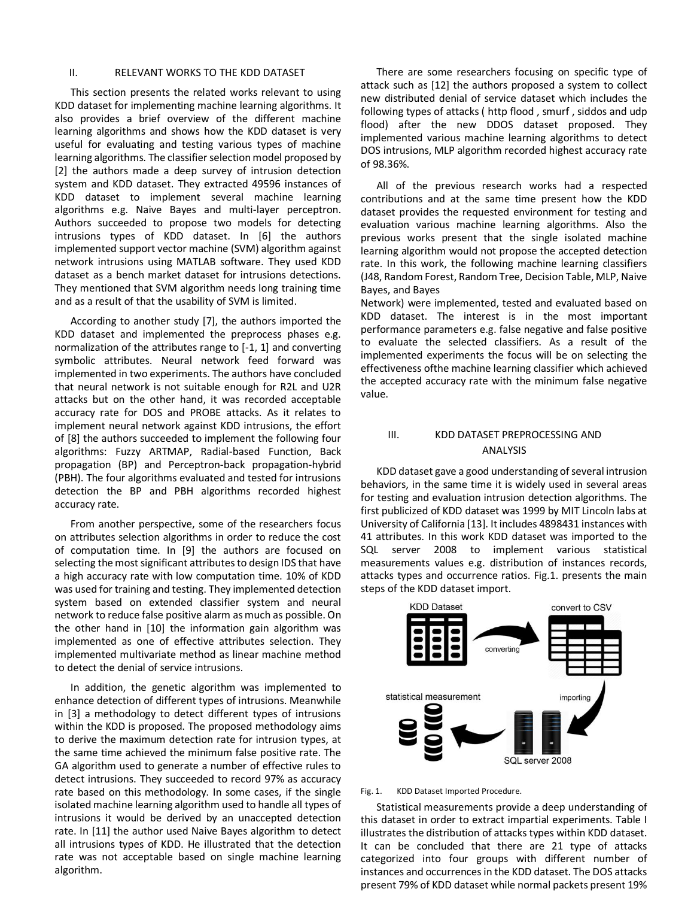## II. RELEVANT WORKS TO THE KDD DATASET

This section presents the related works relevant to using KDD dataset for implementing machine learning algorithms. It also provides a brief overview of the different machine learning algorithms and shows how the KDD dataset is very useful for evaluating and testing various types of machine learning algorithms. The classifier selection model proposed by [2] the authors made a deep survey of intrusion detection system and KDD dataset. They extracted 49596 instances of KDD dataset to implement several machine learning algorithms e.g. Naive Bayes and multi-layer perceptron. Authors succeeded to propose two models for detecting intrusions types of KDD dataset. In [6] the authors implemented support vector machine (SVM) algorithm against network intrusions using MATLAB software. They used KDD dataset as a bench market dataset for intrusions detections. They mentioned that SVM algorithm needs long training time and as a result of that the usability of SVM is limited.

According to another study [7], the authors imported the KDD dataset and implemented the preprocess phases e.g. normalization of the attributes range to [-1, 1] and converting symbolic attributes. Neural network feed forward was implemented in two experiments. The authors have concluded that neural network is not suitable enough for R2L and U2R attacks but on the other hand, it was recorded acceptable accuracy rate for DOS and PROBE attacks. As it relates to implement neural network against KDD intrusions, the effort of [8] the authors succeeded to implement the following four algorithms: Fuzzy ARTMAP, Radial-based Function, Back propagation (BP) and Perceptron-back propagation-hybrid (PBH). The four algorithms evaluated and tested for intrusions detection the BP and PBH algorithms recorded highest accuracy rate.

From another perspective, some of the researchers focus on attributes selection algorithms in order to reduce the cost of computation time. In [9] the authors are focused on selecting the most significant attributes to design IDS that have a high accuracy rate with low computation time. 10% of KDD was used for training and testing. They implemented detection system based on extended classifier system and neural network to reduce false positive alarm as much as possible. On the other hand in [10] the information gain algorithm was implemented as one of effective attributes selection. They implemented multivariate method as linear machine method to detect the denial of service intrusions.

In addition, the genetic algorithm was implemented to enhance detection of different types of intrusions. Meanwhile in [3] a methodology to detect different types of intrusions within the KDD is proposed. The proposed methodology aims to derive the maximum detection rate for intrusion types, at the same time achieved the minimum false positive rate. The GA algorithm used to generate a number of effective rules to detect intrusions. They succeeded to record 97% as accuracy rate based on this methodology. In some cases, if the single isolated machine learning algorithm used to handle all types of intrusions it would be derived by an unaccepted detection rate. In [11] the author used Naive Bayes algorithm to detect all intrusions types of KDD. He illustrated that the detection rate was not acceptable based on single machine learning algorithm.

There are some researchers focusing on specific type of attack such as [12] the authors proposed a system to collect new distributed denial of service dataset which includes the following types of attacks ( http flood , smurf , siddos and udp flood) after the new DDOS dataset proposed. They implemented various machine learning algorithms to detect DOS intrusions, MLP algorithm recorded highest accuracy rate of 98.36%.

All of the previous research works had a respected contributions and at the same time present how the KDD dataset provides the requested environment for testing and evaluation various machine learning algorithms. Also the previous works present that the single isolated machine learning algorithm would not propose the accepted detection rate. In this work, the following machine learning classifiers (J48, Random Forest, Random Tree, Decision Table, MLP, Naive Bayes, and Bayes Network) were implemented, tested and evaluated based on KDD dataset. The interest is in the most important performance parameters e.g. false negative and false positive to evaluate the selected classifiers. As a result of the implemented experiments the focus will be on selecting the effectiveness ofthe machine learning classifier which achieved the accepted accuracy rate with the minimum false negative value.

## III. KDD DATASET PREPROCESSING AND ANALYSIS

KDD dataset gave a good understanding of several intrusion behaviors, in the same time it is widely used in several areas for testing and evaluation intrusion detection algorithms. The first publicized of KDD dataset was 1999 by MIT Lincoln labs at University of California [13]. It includes 4898431 instances with 41 attributes. In this work KDD dataset was imported to the SQL server 2008 to implement various statistical measurements values e.g. distribution of instances records, attacks types and occurrence ratios. Fig.1. presents the main steps of the KDD dataset import.

Fig. 1. KDD Dataset Imported Procedure.

Statistical measurements provide a deep understanding of this dataset in order to extract impartial experiments. Table I illustrates the distribution of attacks types within KDD dataset. It can be concluded that there are 21 type of attacks categorized into four groups with different number of instances and occurrences in the KDD dataset. The DOS attacks present 79% of KDD dataset while normal packets present 19%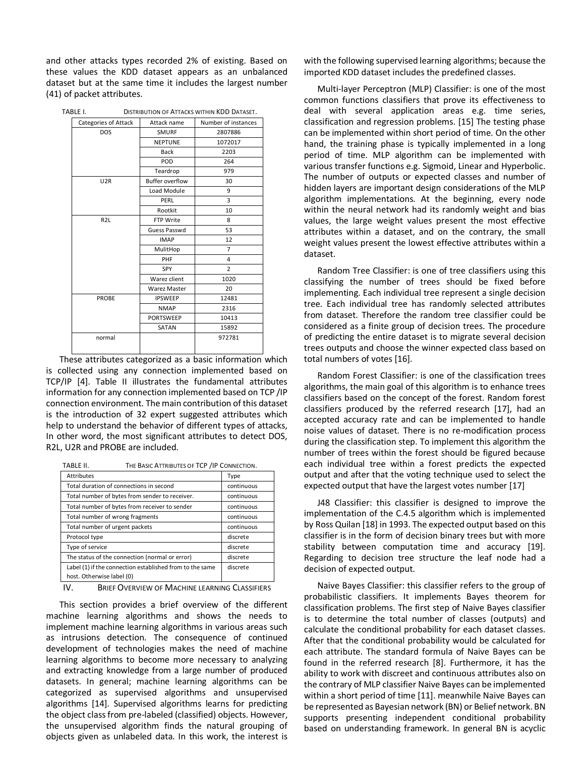and other attacks types recorded 2% of existing. Based on these values the KDD dataset appears as an unbalanced dataset but at the same time it includes the largest number (41) of packet attributes.

TABLE I. DISTRIBUTION OF ATTACKS WITHIN KDD DATASET.

| Categories of Attack | Attack name | Number of instances |
|---|---|---|
| DOS | SMURF | 2807886 |
| | NEPTUNE | 1072017 |
| | Back | 2203 |
| | POD | 264 |
| | Teardrop | 979 |
| U2R | Buffer overflow | 30 |
| | Load Module | 9 |
| | PERL | 3 |
| | Rootkit | 10 |
| R2L | FTP Write | 8 |
| | Guess Passwd | 53 |
| | IMAP | 12 |
| | MulitHop | 7 |
| | PHF | 4 |
| | SPY | 2 |
| | Warez client | 1020 |
| | Warez Master | 20 |
| PROBE | IPSWEEP | 12481 |
| | NMAP | 2316 |
| | PORTSWEEP | 10413 |
| | SATAN | 15892 |
| normal | | 972781 |

These attributes categorized as a basic information which is collected using any connection implemented based on TCP/IP [4]. Table II illustrates the fundamental attributes information for any connection implemented based on TCP /IP connection environment. The main contribution of this dataset is the introduction of 32 expert suggested attributes which help to understand the behavior of different types of attacks, In other word, the most significant attributes to detect DOS, R2L, U2R and PROBE are included.

TABLE II. THE BASIC ATTRIBUTES OF TCP /IP CONNECTION.

| Attributes | Type |
|---|---|
| Total duration of connections in second | continuous |
| Total number of bytes from sender to receiver. | continuous |
| Total number of bytes from receiver to sender | continuous |
| Total number of wrong fragments | continuous |
| Total number of urgent packets | continuous |
| Protocol type | discrete |
| Type of service | discrete |
| The status of the connection (normal or error) | discrete |
| Label (1) if the connection established from to the same host. Otherwise label (0) | discrete |

## IV. BRIEF OVERVIEW OF MACHINE LEARNING CLASSIFIERS

This section provides a brief overview of the different machine learning algorithms and shows the needs to implement machine learning algorithms in various areas such as intrusions detection. The consequence of continued development of technologies makes the need of machine learning algorithms to become more necessary to analyzing and extracting knowledge from a large number of produced datasets. In general; machine learning algorithms can be categorized as supervised algorithms and unsupervised algorithms [14]. Supervised algorithms learns for predicting the object class from pre-labeled (classified) objects. However, the unsupervised algorithm finds the natural grouping of objects given as unlabeled data. In this work, the interest is with the following supervised learning algorithms; because the imported KDD dataset includes the predefined classes.

Multi-layer Perceptron (MLP) Classifier: is one of the most common functions classifiers that prove its effectiveness to deal with several application areas e.g. time series, classification and regression problems. [15] The testing phase can be implemented within short period of time. On the other hand, the training phase is typically implemented in a long period of time. MLP algorithm can be implemented with various transfer functions e.g. Sigmoid, Linear and Hyperbolic. The number of outputs or expected classes and number of hidden layers are important design considerations of the MLP algorithm implementations. At the beginning, every node within the neural network had its randomly weight and bias values, the large weight values present the most effective attributes within a dataset, and on the contrary, the small weight values present the lowest effective attributes within a dataset.

Random Tree Classifier: is one of tree classifiers using this classifying the number of trees should be fixed before implementing. Each individual tree represent a single decision tree. Each individual tree has randomly selected attributes from dataset. Therefore the random tree classifier could be considered as a finite group of decision trees. The procedure of predicting the entire dataset is to migrate several decision trees outputs and choose the winner expected class based on total numbers of votes [16].

Random Forest Classifier: is one of the classification trees algorithms, the main goal of this algorithm is to enhance trees classifiers based on the concept of the forest. Random forest classifiers produced by the referred research [17], had an accepted accuracy rate and can be implemented to handle noise values of dataset. There is no re-modification process during the classification step. To implement this algorithm the number of trees within the forest should be figured because each individual tree within a forest predicts the expected output and after that the voting technique used to select the expected output that have the largest votes number [17]

J48 Classifier: this classifier is designed to improve the implementation of the C.4.5 algorithm which is implemented by Ross Quilan [18] in 1993. The expected output based on this classifier is in the form of decision binary trees but with more stability between computation time and accuracy [19]. Regarding to decision tree structure the leaf node had a decision of expected output.

Naive Bayes Classifier: this classifier refers to the group of probabilistic classifiers. It implements Bayes theorem for classification problems. The first step of Naive Bayes classifier is to determine the total number of classes (outputs) and calculate the conditional probability for each dataset classes. After that the conditional probability would be calculated for each attribute. The standard formula of Naive Bayes can be found in the referred research [8]. Furthermore, it has the ability to work with discreet and continuous attributes also on the contrary of MLP classifier Naive Bayes can be implemented within a short period of time [11]. meanwhile Naive Bayes can be represented as Bayesian network (BN) or Belief network. BN supports presenting independent conditional probability based on understanding framework. In general BN is acyclic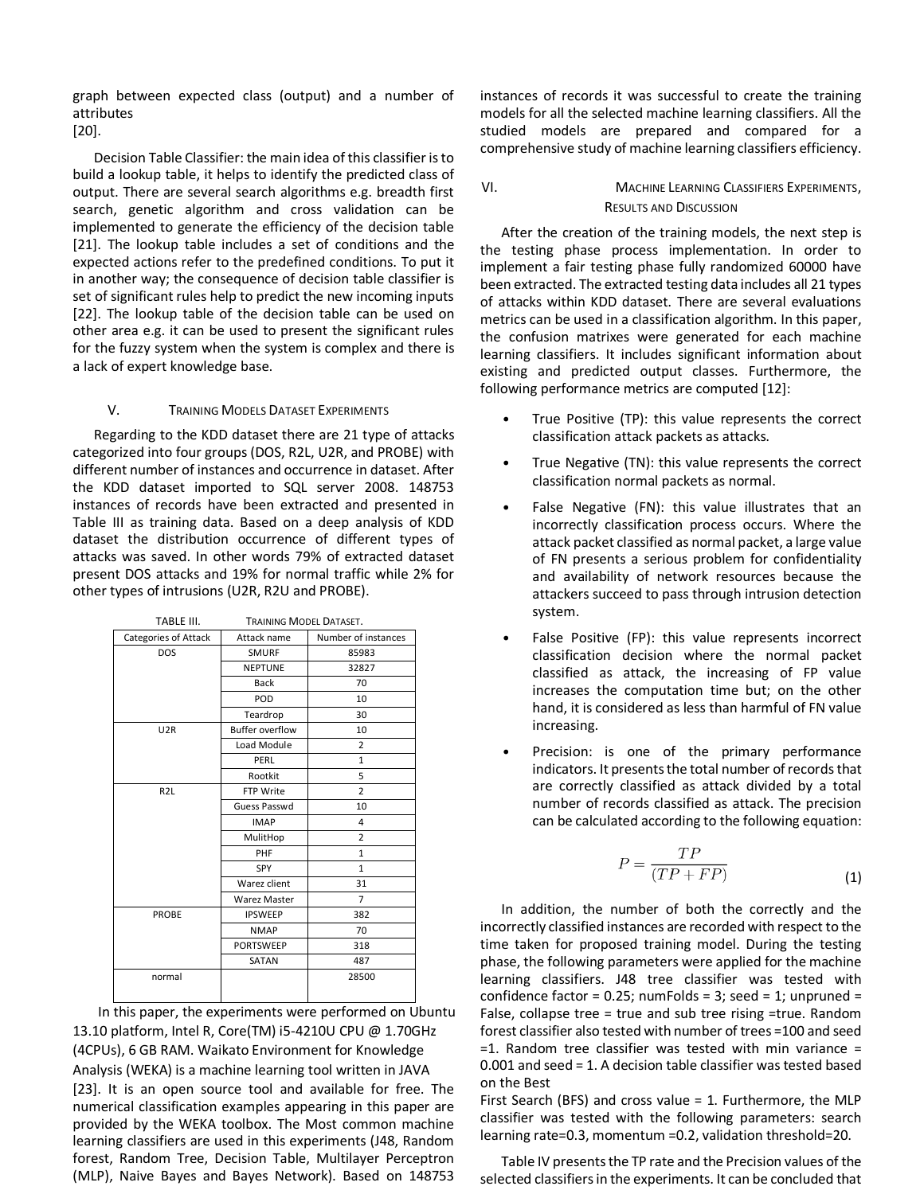graph between expected class (output) and a number of attributes
[20].

Decision Table Classifier: the main idea of this classifier is to build a lookup table, it helps to identify the predicted class of output. There are several search algorithms e.g. breadth first search, genetic algorithm and cross validation can be implemented to generate the efficiency of the decision table [21]. The lookup table includes a set of conditions and the expected actions refer to the predefined conditions. To put it in another way; the consequence of decision table classifier is set of significant rules help to predict the new incoming inputs [22]. The lookup table of the decision table can be used on other area e.g. it can be used to present the significant rules for the fuzzy system when the system is complex and there is a lack of expert knowledge base.

## V. Training Models Dataset Experiments

Regarding to the KDD dataset there are 21 type of attacks categorized into four groups (DOS, R2L, U2R, and PROBE) with different number of instances and occurrence in dataset. After the KDD dataset imported to SQL server 2008. 148753 instances of records have been extracted and presented in Table III as training data. Based on a deep analysis of KDD dataset the distribution occurrence of different types of attacks was saved. In other words 79% of extracted dataset present DOS attacks and 19% for normal traffic while 2% for other types of intrusions (U2R, R2U and PROBE).

TABLE III. Training Model Dataset.

| Categories of Attack | Attack name | Number of instances |
|---|---|---|
| DOS | SMURF | 85983 |
| | NEPTUNE | 32827 |
| | Back | 70 |
| | POD | 10 |
| | Teardrop | 30 |
| U2R | Buffer overflow | 10 |
| | Load Module | 2 |
| | PERL | 1 |
| | Rootkit | 5 |
| R2L | FTP Write | 2 |
| | Guess Passwd | 10 |
| | IMAP | 4 |
| | MulitHop | 2 |
| | PHF | 1 |
| | SPY | 1 |
| | Warez client | 31 |
| | Warez Master | 7 |
| PROBE | IPSWEEP | 382 |
| | NMAP | 70 |
| | PORTSWEEP | 318 |
| | SATAN | 487 |
| normal | | 28500 |

In this paper, the experiments were performed on Ubuntu 13.10 platform, Intel R, Core(TM) i5-4210U CPU @ 1.70GHz (4CPUs), 6 GB RAM. Waikato Environment for Knowledge Analysis (WEKA) is a machine learning tool written in JAVA [23]. It is an open source tool and available for free. The numerical classification examples appearing in this paper are provided by the WEKA toolbox. The Most common machine learning classifiers are used in this experiments (J48, Random forest, Random Tree, Decision Table, Multilayer Perceptron (MLP), Naive Bayes and Bayes Network). Based on 148753 instances of records it was successful to create the training models for all the selected machine learning classifiers. All the studied models are prepared and compared for a comprehensive study of machine learning classifiers efficiency.

## VI. Machine Learning Classifiers Experiments, Results and Discussion

After the creation of the training models, the next step is the testing phase process implementation. In order to implement a fair testing phase fully randomized 60000 have been extracted. The extracted testing data includes all 21 types of attacks within KDD dataset. There are several evaluations metrics can be used in a classification algorithm. In this paper, the confusion matrixes were generated for each machine learning classifiers. It includes significant information about existing and predicted output classes. Furthermore, the following performance metrics are computed [12]:

- True Positive (TP): this value represents the correct classification attack packets as attacks.
- True Negative (TN): this value represents the correct classification normal packets as normal.
- False Negative (FN): this value illustrates that an incorrectly classification process occurs. Where the attack packet classified as normal packet, a large value of FN presents a serious problem for confidentiality and availability of network resources because the attackers succeed to pass through intrusion detection system.
- False Positive (FP): this value represents incorrect classification decision where the normal packet classified as attack, the increasing of FP value increases the computation time but; on the other hand, it is considered as less than harmful of FN value increasing.
- Precision: is one of the primary performance indicators. It presents the total number of records that are correctly classified as attack divided by a total number of records classified as attack. The precision can be calculated according to the following equation:

$$P = \frac{TP}{(TP + FP)} \tag{1}$$

In addition, the number of both the correctly and the incorrectly classified instances are recorded with respect to the time taken for proposed training model. During the testing phase, the following parameters were applied for the machine learning classifiers. J48 tree classifier was tested with confidence factor = 0.25; numFolds = 3; seed = 1; unpruned = False, collapse tree = true and sub tree rising =true. Random forest classifier also tested with number of trees =100 and seed =1. Random tree classifier was tested with min variance = 0.001 and seed = 1. A decision table classifier was tested based on the Best First Search (BFS) and cross value = 1. Furthermore, the MLP classifier was tested with the following parameters: search learning rate=0.3, momentum =0.2, validation threshold=20.

Table IV presents the TP rate and the Precision values of the selected classifiers in the experiments. It can be concluded that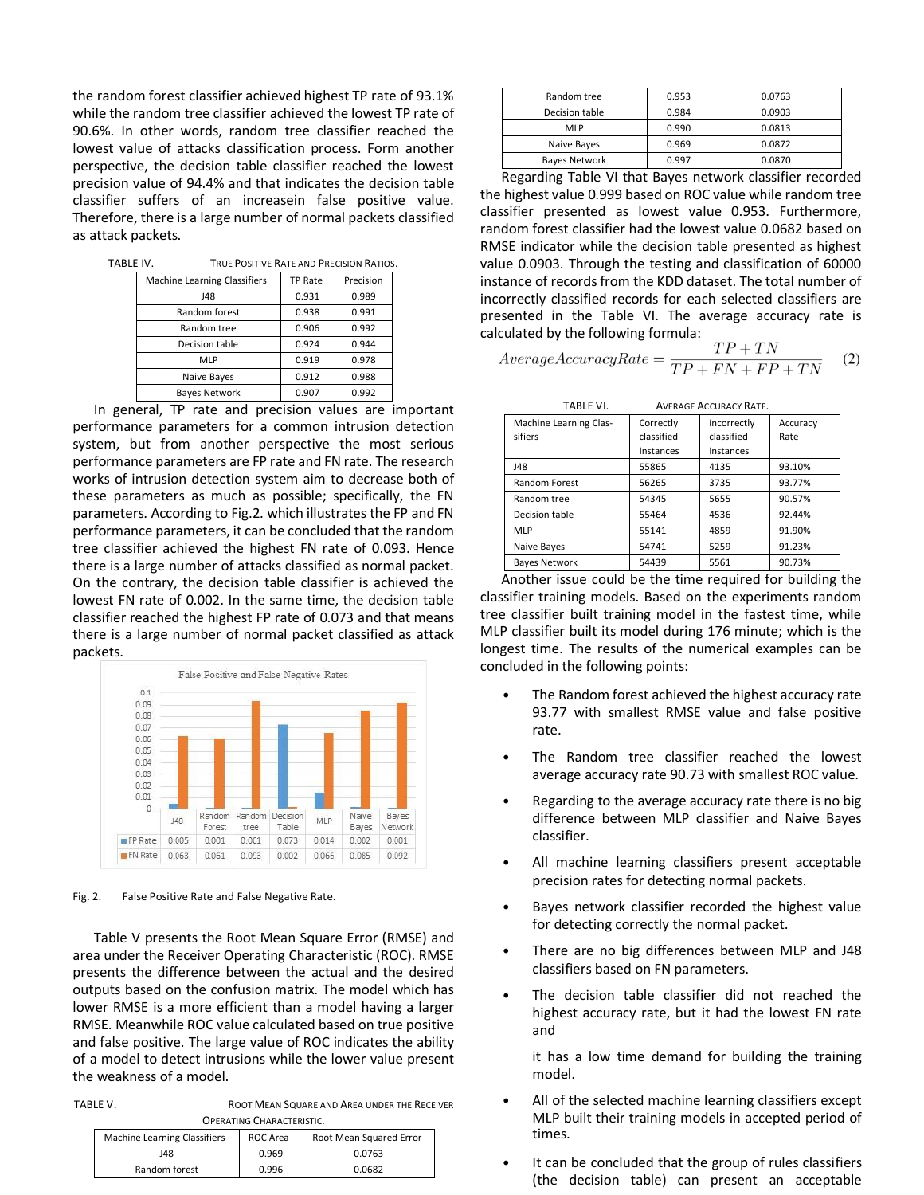the random forest classifier achieved highest TP rate of 93.1% while the random tree classifier achieved the lowest TP rate of 90.6%. In other words, random tree classifier reached the lowest value of attacks classification process. Form another perspective, the decision table classifier reached the lowest precision value of 94.4% and that indicates the decision table classifier suffers of an increasein false positive value. Therefore, there is a large number of normal packets classified as attack packets.

TABLE IV. TRUE POSITIVE RATE AND PRECISION RATIOS.

| Machine Learning Classifiers | TP Rate | Precision |
|---|---|---|
| J48 | 0.931 | 0.989 |
| Random forest | 0.938 | 0.991 |
| Random tree | 0.906 | 0.992 |
| Decision table | 0.924 | 0.944 |
| MLP | 0.919 | 0.978 |
| Naive Bayes | 0.912 | 0.988 |
| Bayes Network | 0.907 | 0.992 |

In general, TP rate and precision values are important performance parameters for a common intrusion detection system, but from another perspective the most serious performance parameters are FP rate and FN rate. The research works of intrusion detection system aim to decrease both of these parameters as much as possible; specifically, the FN parameters. According to Fig.2. which illustrates the FP and FN performance parameters, it can be concluded that the random tree classifier achieved the highest FN rate of 0.093. Hence there is a large number of attacks classified as normal packet. On the contrary, the decision table classifier is achieved the lowest FN rate of 0.002. In the same time, the decision table classifier reached the highest FP rate of 0.073 and that means there is a large number of normal packet classified as attack packets.

False Positive and False Negative Rates

| | J48 | Random Forest | Random tree | Decision Table | MLP | Naive Bayes | Bayes Network |
|---|---|---|---|---|---|---|---|
| FP Rate | 0.005 | 0.001 | 0.001 | 0.073 | 0.014 | 0.002 | 0.001 |
| FN Rate | 0.063 | 0.061 | 0.093 | 0.002 | 0.066 | 0.085 | 0.092 |

Fig. 2. False Positive Rate and False Negative Rate.

Table V presents the Root Mean Square Error (RMSE) and area under the Receiver Operating Characteristic (ROC). RMSE presents the difference between the actual and the desired outputs based on the confusion matrix. The model which has lower RMSE is a more efficient than a model having a larger RMSE. Meanwhile ROC value calculated based on true positive and false positive. The large value of ROC indicates the ability of a model to detect intrusions while the lower value present the weakness of a model.

TABLE V. ROOT MEAN SQUARE AND AREA UNDER THE RECEIVER OPERATING CHARACTERISTIC.

| Machine Learning Classifiers | ROC Area | Root Mean Squared Error |
|---|---|---|
| J48 | 0.969 | 0.0763 |
| Random forest | 0.996 | 0.0682 |
| Random tree | 0.953 | 0.0763 |
| Decision table | 0.984 | 0.0903 |
| MLP | 0.990 | 0.0813 |
| Naive Bayes | 0.969 | 0.0872 |
| Bayes Network | 0.997 | 0.0870 |

Regarding Table VI that Bayes network classifier recorded the highest value 0.999 based on ROC value while random tree classifier presented as lowest value 0.953. Furthermore, random forest classifier had the lowest value 0.0682 based on RMSE indicator while the decision table presented as highest value 0.0903. Through the testing and classification of 60000 instance of records from the KDD dataset. The total number of incorrectly classified records for each selected classifiers are presented in the Table VI. The average accuracy rate is calculated by the following formula:

$$AverageAccuracyRate = \frac{TP + TN}{TP + FN + FP + TN} \quad (2)$$

TABLE VI. AVERAGE ACCURACY RATE.

| Machine Learning Classifiers | Correctly classified Instances | incorrectly classified Instances | Accuracy Rate |
|---|---|---|---|
| J48 | 55865 | 4135 | 93.10% |
| Random Forest | 56265 | 3735 | 93.77% |
| Random tree | 54345 | 5655 | 90.57% |
| Decision table | 55464 | 4536 | 92.44% |
| MLP | 55141 | 4859 | 91.90% |
| Naive Bayes | 54741 | 5259 | 91.23% |
| Bayes Network | 54439 | 5561 | 90.73% |

Another issue could be the time required for building the classifier training models. Based on the experiments random tree classifier built training model in the fastest time, while MLP classifier built its model during 176 minute; which is the longest time. The results of the numerical examples can be concluded in the following points:

- The Random forest achieved the highest accuracy rate 93.77 with smallest RMSE value and false positive rate.
- The Random tree classifier reached the lowest average accuracy rate 90.73 with smallest ROC value.
- Regarding to the average accuracy rate there is no big difference between MLP classifier and Naive Bayes classifier.
- All machine learning classifiers present acceptable precision rates for detecting normal packets.
- Bayes network classifier recorded the highest value for detecting correctly the normal packet.
- There are no big differences between MLP and J48 classifiers based on FN parameters.
- The decision table classifier did not reached the highest accuracy rate, but it had the lowest FN rate and

  it has a low time demand for building the training model.
- All of the selected machine learning classifiers except MLP built their training models in accepted period of times.
- It can be concluded that the group of rules classifiers (the decision table) can present an acceptable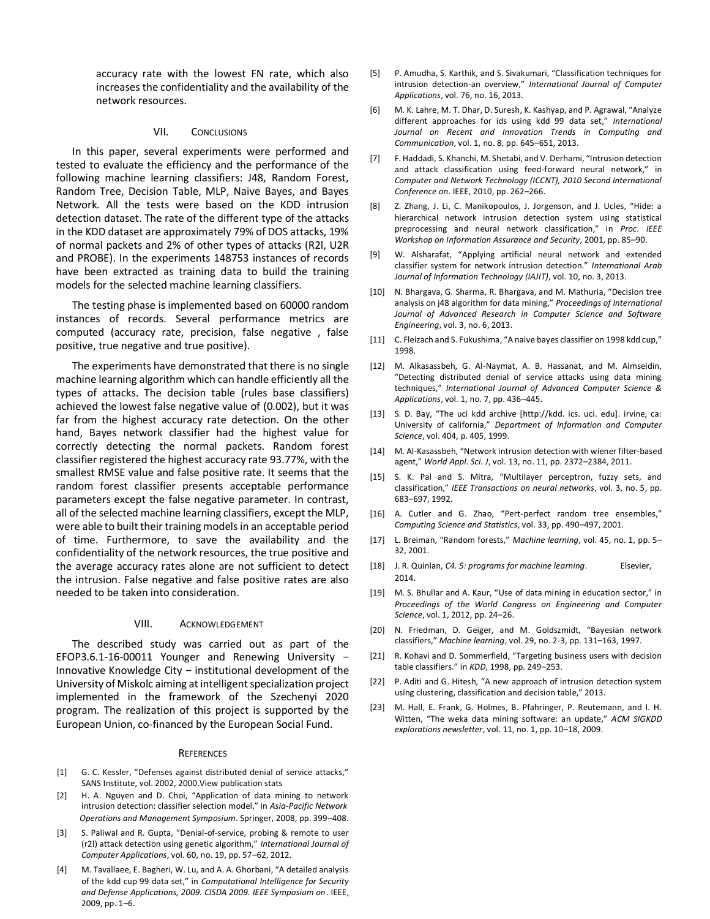accuracy rate with the lowest FN rate, which also increases the confidentiality and the availability of the network resources.

## VII. Conclusions

In this paper, several experiments were performed and tested to evaluate the efficiency and the performance of the following machine learning classifiers: J48, Random Forest, Random Tree, Decision Table, MLP, Naive Bayes, and Bayes Network. All the tests were based on the KDD intrusion detection dataset. The rate of the different type of the attacks in the KDD dataset are approximately 79% of DOS attacks, 19% of normal packets and 2% of other types of attacks (R2l, U2R and PROBE). In the experiments 148753 instances of records have been extracted as training data to build the training models for the selected machine learning classifiers.

The testing phase is implemented based on 60000 random instances of records. Several performance metrics are computed (accuracy rate, precision, false negative , false positive, true negative and true positive).

The experiments have demonstrated that there is no single machine learning algorithm which can handle efficiently all the types of attacks. The decision table (rules base classifiers) achieved the lowest false negative value of (0.002), but it was far from the highest accuracy rate detection. On the other hand, Bayes network classifier had the highest value for correctly detecting the normal packets. Random forest classifier registered the highest accuracy rate 93.77%, with the smallest RMSE value and false positive rate. It seems that the random forest classifier presents acceptable performance parameters except the false negative parameter. In contrast, all of the selected machine learning classifiers, except the MLP, were able to built their training models in an acceptable period of time. Furthermore, to save the availability and the confidentiality of the network resources, the true positive and the average accuracy rates alone are not sufficient to detect the intrusion. False negative and false positive rates are also needed to be taken into consideration.

## VIII. Acknowledgement

The described study was carried out as part of the EFOP3.6.1-16-00011 Younger and Renewing University − Innovative Knowledge City − institutional development of the University of Miskolc aiming at intelligent specialization project implemented in the framework of the Szechenyi 2020 program. The realization of this project is supported by the European Union, co-financed by the European Social Fund.

## References

[1] G. C. Kessler, "Defenses against distributed denial of service attacks," SANS Institute, vol. 2002, 2000.View publication stats

[2] H. A. Nguyen and D. Choi, "Application of data mining to network intrusion detection: classifier selection model," in *Asia-Pacific Network Operations and Management Symposium*. Springer, 2008, pp. 399–408.

[3] S. Paliwal and R. Gupta, "Denial-of-service, probing & remote to user (r2l) attack detection using genetic algorithm," *International Journal of Computer Applications*, vol. 60, no. 19, pp. 57–62, 2012.

[4] M. Tavallaee, E. Bagheri, W. Lu, and A. A. Ghorbani, "A detailed analysis of the kdd cup 99 data set," in *Computational Intelligence for Security and Defense Applications, 2009. CISDA 2009. IEEE Symposium on*. IEEE, 2009, pp. 1–6.

[5] P. Amudha, S. Karthik, and S. Sivakumari, "Classification techniques for intrusion detection-an overview," *International Journal of Computer Applications*, vol. 76, no. 16, 2013.

[6] M. K. Lahre, M. T. Dhar, D. Suresh, K. Kashyap, and P. Agrawal, "Analyze different approaches for ids using kdd 99 data set," *International Journal on Recent and Innovation Trends in Computing and Communication*, vol. 1, no. 8, pp. 645–651, 2013.

[7] F. Haddadi, S. Khanchi, M. Shetabi, and V. Derhami, "Intrusion detection and attack classification using feed-forward neural network," in *Computer and Network Technology (ICCNT), 2010 Second International Conference on*. IEEE, 2010, pp. 262–266.

[8] Z. Zhang, J. Li, C. Manikopoulos, J. Jorgenson, and J. Ucles, "Hide: a hierarchical network intrusion detection system using statistical preprocessing and neural network classification," in *Proc. IEEE Workshop on Information Assurance and Security*, 2001, pp. 85–90.

[9] W. Alsharafat, "Applying artificial neural network and extended classifier system for network intrusion detection." *International Arab Journal of Information Technology (IAJIT)*, vol. 10, no. 3, 2013.

[10] N. Bhargava, G. Sharma, R. Bhargava, and M. Mathuria, "Decision tree analysis on j48 algorithm for data mining," *Proceedings of International Journal of Advanced Research in Computer Science and Software Engineering*, vol. 3, no. 6, 2013.

[11] C. Fleizach and S. Fukushima, "A naive bayes classifier on 1998 kdd cup," 1998.

[12] M. Alkasassbeh, G. Al-Naymat, A. B. Hassanat, and M. Almseidin, "Detecting distributed denial of service attacks using data mining techniques," *International Journal of Advanced Computer Science & Applications*, vol. 1, no. 7, pp. 436–445.

[13] S. D. Bay, "The uci kdd archive [http://kdd. ics. uci. edu]. irvine, ca: University of california," *Department of Information and Computer Science*, vol. 404, p. 405, 1999.

[14] M. Al-Kasassbeh, "Network intrusion detection with wiener filter-based agent," *World Appl. Sci. J*, vol. 13, no. 11, pp. 2372–2384, 2011.

[15] S. K. Pal and S. Mitra, "Multilayer perceptron, fuzzy sets, and classification," *IEEE Transactions on neural networks*, vol. 3, no. 5, pp. 683–697, 1992.

[16] A. Cutler and G. Zhao, "Pert-perfect random tree ensembles," *Computing Science and Statistics*, vol. 33, pp. 490–497, 2001.

[17] L. Breiman, "Random forests," *Machine learning*, vol. 45, no. 1, pp. 5–32, 2001.

[18] J. R. Quinlan, *C4. 5: programs for machine learning*. Elsevier, 2014.

[19] M. S. Bhullar and A. Kaur, "Use of data mining in education sector," in *Proceedings of the World Congress on Engineering and Computer Science*, vol. 1, 2012, pp. 24–26.

[20] N. Friedman, D. Geiger, and M. Goldszmidt, "Bayesian network classifiers," *Machine learning*, vol. 29, no. 2-3, pp. 131–163, 1997.

[21] R. Kohavi and D. Sommerfield, "Targeting business users with decision table classifiers." in *KDD*, 1998, pp. 249–253.

[22] P. Aditi and G. Hitesh, "A new approach of intrusion detection system using clustering, classification and decision table," 2013.

[23] M. Hall, E. Frank, G. Holmes, B. Pfahringer, P. Reutemann, and I. H. Witten, "The weka data mining software: an update," *ACM SIGKDD explorations newsletter*, vol. 11, no. 1, pp. 10–18, 2009.